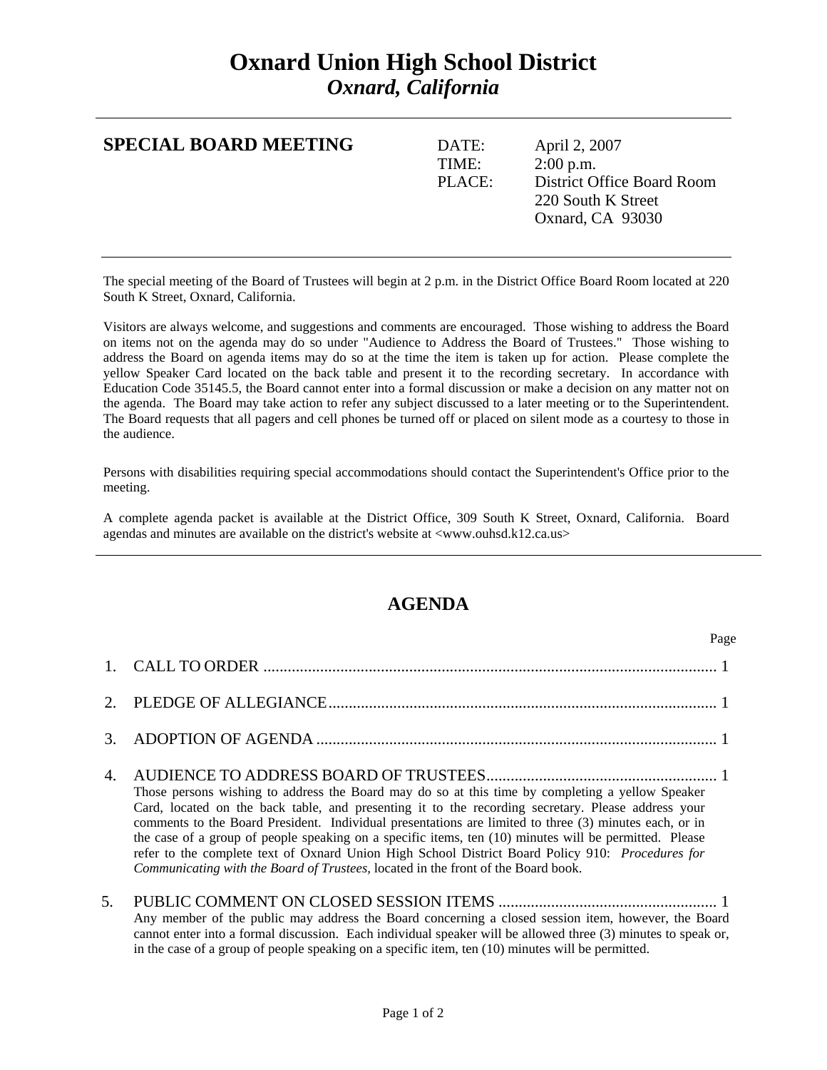# Oxnard Union High School District

## *Oxnard, California*

---

**SPECIAL BOARD MEETING**

DATE: April 2, 2007
TIME: 2:00 p.m.
PLACE: District Office Board Room
220 South K Street
Oxnard, CA 93030

---

The special meeting of the Board of Trustees will begin at 2 p.m. in the District Office Board Room located at 220 South K Street, Oxnard, California.

Visitors are always welcome, and suggestions and comments are encouraged. Those wishing to address the Board on items not on the agenda may do so under "Audience to Address the Board of Trustees." Those wishing to address the Board on agenda items may do so at the time the item is taken up for action. Please complete the yellow Speaker Card located on the back table and present it to the recording secretary. In accordance with Education Code 35145.5, the Board cannot enter into a formal discussion or make a decision on any matter not on the agenda. The Board may take action to refer any subject discussed to a later meeting or to the Superintendent. The Board requests that all pagers and cell phones be turned off or placed on silent mode as a courtesy to those in the audience.

Persons with disabilities requiring special accommodations should contact the Superintendent's Office prior to the meeting.

A complete agenda packet is available at the District Office, 309 South K Street, Oxnard, California. Board agendas and minutes are available on the district's website at <www.ouhsd.k12.ca.us>

---

## AGENDA

Page

1. CALL TO ORDER ........................................................................ 1

2. PLEDGE OF ALLEGIANCE ........................................................................ 1

3. ADOPTION OF AGENDA ........................................................................ 1

4. AUDIENCE TO ADDRESS BOARD OF TRUSTEES ........................................................................ 1
   Those persons wishing to address the Board may do so at this time by completing a yellow Speaker Card, located on the back table, and presenting it to the recording secretary. Please address your comments to the Board President. Individual presentations are limited to three (3) minutes each, or in the case of a group of people speaking on a specific items, ten (10) minutes will be permitted. Please refer to the complete text of Oxnard Union High School District Board Policy 910: *Procedures for Communicating with the Board of Trustees,* located in the front of the Board book.

5. PUBLIC COMMENT ON CLOSED SESSION ITEMS ........................................................................ 1
   Any member of the public may address the Board concerning a closed session item, however, the Board cannot enter into a formal discussion. Each individual speaker will be allowed three (3) minutes to speak or, in the case of a group of people speaking on a specific item, ten (10) minutes will be permitted.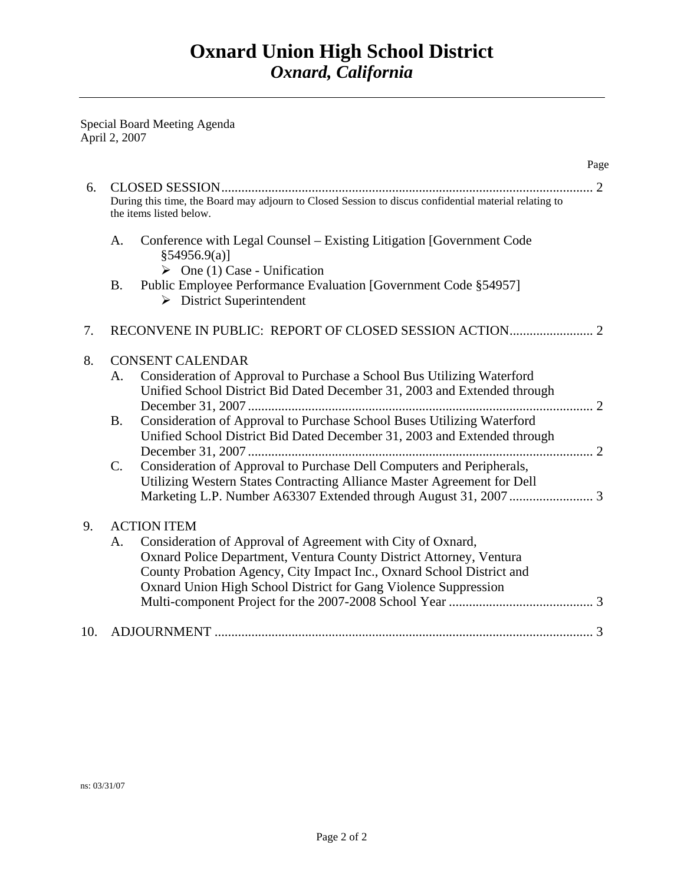# Oxnard Union High School District
## *Oxnard, California*

---

Special Board Meeting Agenda
April 2, 2007

Page

6. CLOSED SESSION .......... 2
   During this time, the Board may adjourn to Closed Session to discus confidential material relating to the items listed below.

   A. Conference with Legal Counsel – Existing Litigation [Government Code §54956.9(a)]
      - One (1) Case - Unification
   B. Public Employee Performance Evaluation [Government Code §54957]
      - District Superintendent

7. RECONVENE IN PUBLIC: REPORT OF CLOSED SESSION ACTION .......... 2

8. CONSENT CALENDAR
   A. Consideration of Approval to Purchase a School Bus Utilizing Waterford Unified School District Bid Dated December 31, 2003 and Extended through December 31, 2007 .......... 2
   B. Consideration of Approval to Purchase School Buses Utilizing Waterford Unified School District Bid Dated December 31, 2003 and Extended through December 31, 2007 .......... 2
   C. Consideration of Approval to Purchase Dell Computers and Peripherals, Utilizing Western States Contracting Alliance Master Agreement for Dell Marketing L.P. Number A63307 Extended through August 31, 2007 .......... 3

9. ACTION ITEM
   A. Consideration of Approval of Agreement with City of Oxnard, Oxnard Police Department, Ventura County District Attorney, Ventura County Probation Agency, City Impact Inc., Oxnard School District and Oxnard Union High School District for Gang Violence Suppression Multi-component Project for the 2007-2008 School Year .......... 3

10. ADJOURNMENT .......... 3

ns: 03/31/07